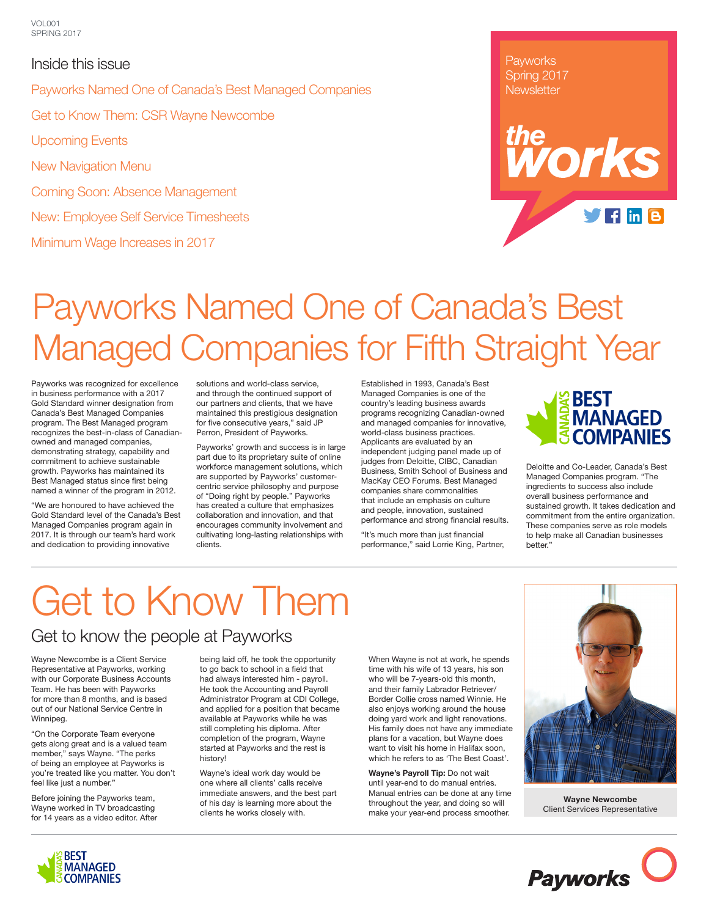VOL001
SPRING 2017

Payworks Spring 2017 Newsletter

# the works

## Inside this issue

- Payworks Named One of Canada's Best Managed Companies
- Get to Know Them: CSR Wayne Newcombe
- Upcoming Events
- New Navigation Menu
- Coming Soon: Absence Management
- New: Employee Self Service Timesheets
- Minimum Wage Increases in 2017

# Payworks Named One of Canada's Best Managed Companies for Fifth Straight Year

Payworks was recognized for excellence in business performance with a 2017 Gold Standard winner designation from Canada's Best Managed Companies program. The Best Managed program recognizes the best-in-class of Canadian-owned and managed companies, demonstrating strategy, capability and commitment to achieve sustainable growth. Payworks has maintained its Best Managed status since first being named a winner of the program in 2012.

"We are honoured to have achieved the Gold Standard level of the Canada's Best Managed Companies program again in 2017. It is through our team's hard work and dedication to providing innovative solutions and world-class service, and through the continued support of our partners and clients, that we have maintained this prestigious designation for five consecutive years," said JP Perron, President of Payworks.

Payworks' growth and success is in large part due to its proprietary suite of online workforce management solutions, which are supported by Payworks' customer-centric service philosophy and purpose of "Doing right by people." Payworks has created a culture that emphasizes collaboration and innovation, and that encourages community involvement and cultivating long-lasting relationships with clients.

Established in 1993, Canada's Best Managed Companies is one of the country's leading business awards programs recognizing Canadian-owned and managed companies for innovative, world-class business practices. Applicants are evaluated by an independent judging panel made up of judges from Deloitte, CIBC, Canadian Business, Smith School of Business and MacKay CEO Forums. Best Managed companies share commonalities that include an emphasis on culture and people, innovation, sustained performance and strong financial results.

"It's much more than just financial performance," said Lorrie King, Partner, Deloitte and Co-Leader, Canada's Best Managed Companies program. "The ingredients to success also include overall business performance and sustained growth. It takes dedication and commitment from the entire organization. These companies serve as role models to help make all Canadian businesses better."

# Get to Know Them

## Get to know the people at Payworks

Wayne Newcombe is a Client Service Representative at Payworks, working with our Corporate Business Accounts Team. He has been with Payworks for more than 8 months, and is based out of our National Service Centre in Winnipeg.

"On the Corporate Team everyone gets along great and is a valued team member," says Wayne. "The perks of being an employee at Payworks is you're treated like you matter. You don't feel like just a number."

Before joining the Payworks team, Wayne worked in TV broadcasting for 14 years as a video editor. After being laid off, he took the opportunity to go back to school in a field that had always interested him - payroll. He took the Accounting and Payroll Administrator Program at CDI College, and applied for a position that became available at Payworks while he was still completing his diploma. After completion of the program, Wayne started at Payworks and the rest is history!

Wayne's ideal work day would be one where all clients' calls receive immediate answers, and the best part of his day is learning more about the clients he works closely with.

When Wayne is not at work, he spends time with his wife of 13 years, his son who will be 7-years-old this month, and their family Labrador Retriever/Border Collie cross named Winnie. He also enjoys working around the house doing yard work and light renovations. His family does not have any immediate plans for a vacation, but Wayne does want to visit his home in Halifax soon, which he refers to as 'The Best Coast'.

**Wayne's Payroll Tip:** Do not wait until year-end to do manual entries. Manual entries can be done at any time throughout the year, and doing so will make your year-end process smoother.

**Wayne Newcombe**
Client Services Representative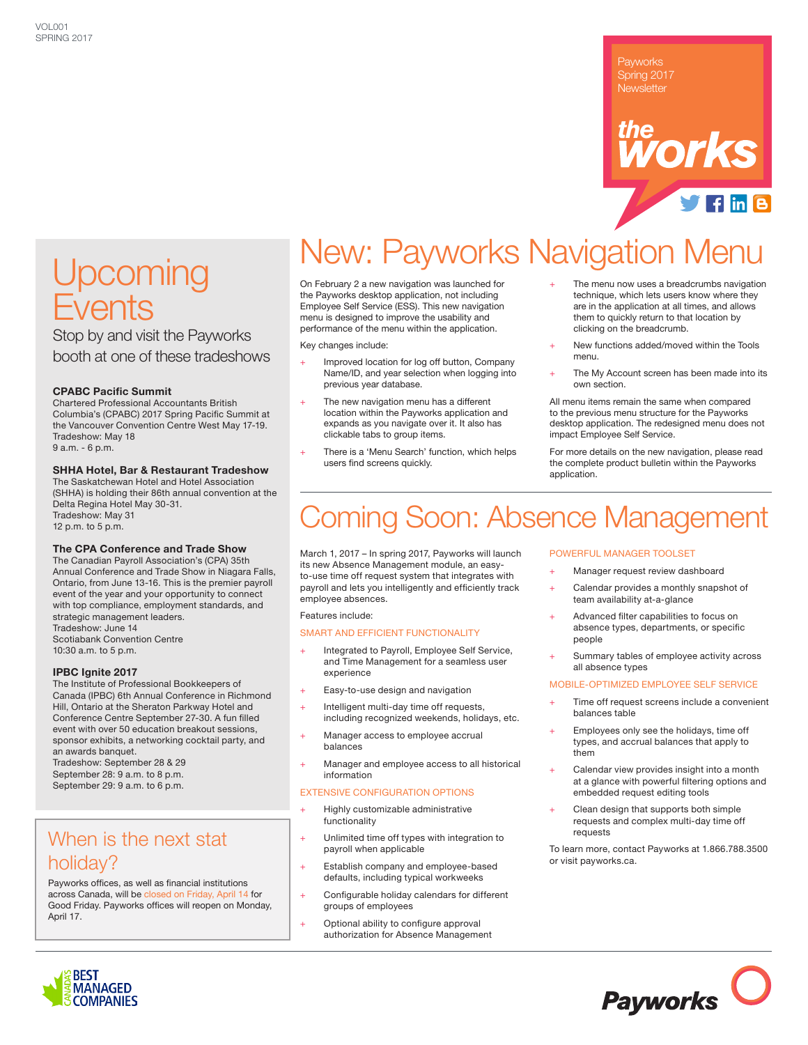VOL001
SPRING 2017

Payworks Spring 2017 Newsletter

**the works**

# Upcoming Events

Stop by and visit the Payworks booth at one of these tradeshows

### CPABC Pacific Summit

Chartered Professional Accountants British Columbia's (CPABC) 2017 Spring Pacific Summit at the Vancouver Convention Centre West May 17-19.
Tradeshow: May 18
9 a.m. - 6 p.m.

### SHHA Hotel, Bar & Restaurant Tradeshow

The Saskatchewan Hotel and Hotel Association (SHHA) is holding their 86th annual convention at the Delta Regina Hotel May 30-31.
Tradeshow: May 31
12 p.m. to 5 p.m.

### The CPA Conference and Trade Show

The Canadian Payroll Association's (CPA) 35th Annual Conference and Trade Show in Niagara Falls, Ontario, from June 13-16. This is the premier payroll event of the year and your opportunity to connect with top compliance, employment standards, and strategic management leaders.
Tradeshow: June 14
Scotiabank Convention Centre
10:30 a.m. to 5 p.m.

### IPBC Ignite 2017

The Institute of Professional Bookkeepers of Canada (IPBC) 6th Annual Conference in Richmond Hill, Ontario at the Sheraton Parkway Hotel and Conference Centre September 27-30. A fun filled event with over 50 education breakout sessions, sponsor exhibits, a networking cocktail party, and an awards banquet.
Tradeshow: September 28 & 29
September 28: 9 a.m. to 8 p.m.
September 29: 9 a.m. to 6 p.m.

## When is the next stat holiday?

Payworks offices, as well as financial institutions across Canada, will be closed on Friday, April 14 for Good Friday. Payworks offices will reopen on Monday, April 17.

# New: Payworks Navigation Menu

On February 2 a new navigation was launched for the Payworks desktop application, not including Employee Self Service (ESS). This new navigation menu is designed to improve the usability and performance of the menu within the application.

Key changes include:

- Improved location for log off button, Company Name/ID, and year selection when logging into previous year database.
- The new navigation menu has a different location within the Payworks application and expands as you navigate over it. It also has clickable tabs to group items.
- There is a 'Menu Search' function, which helps users find screens quickly.
- The menu now uses a breadcrumbs navigation technique, which lets users know where they are in the application at all times, and allows them to quickly return to that location by clicking on the breadcrumb.
- New functions added/moved within the Tools menu.
- The My Account screen has been made into its own section.

All menu items remain the same when compared to the previous menu structure for the Payworks desktop application. The redesigned menu does not impact Employee Self Service.

For more details on the new navigation, please read the complete product bulletin within the Payworks application.

# Coming Soon: Absence Management

March 1, 2017 – In spring 2017, Payworks will launch its new Absence Management module, an easy-to-use time off request system that integrates with payroll and lets you intelligently and efficiently track employee absences.

Features include:

#### SMART AND EFFICIENT FUNCTIONALITY

- Integrated to Payroll, Employee Self Service, and Time Management for a seamless user experience
- Easy-to-use design and navigation
- Intelligent multi-day time off requests, including recognized weekends, holidays, etc.
- Manager access to employee accrual balances
- Manager and employee access to all historical information

#### EXTENSIVE CONFIGURATION OPTIONS

- Highly customizable administrative functionality
- Unlimited time off types with integration to payroll when applicable
- Establish company and employee-based defaults, including typical workweeks
- Configurable holiday calendars for different groups of employees
- Optional ability to configure approval authorization for Absence Management

#### POWERFUL MANAGER TOOLSET

- Manager request review dashboard
- Calendar provides a monthly snapshot of team availability at-a-glance
- Advanced filter capabilities to focus on absence types, departments, or specific people
- Summary tables of employee activity across all absence types

#### MOBILE-OPTIMIZED EMPLOYEE SELF SERVICE

- Time off request screens include a convenient balances table
- Employees only see the holidays, time off types, and accrual balances that apply to them
- Calendar view provides insight into a month at a glance with powerful filtering options and embedded request editing tools
- Clean design that supports both simple requests and complex multi-day time off requests

To learn more, contact Payworks at 1.866.788.3500 or visit payworks.ca.

CANADA'S BEST MANAGED COMPANIES

Payworks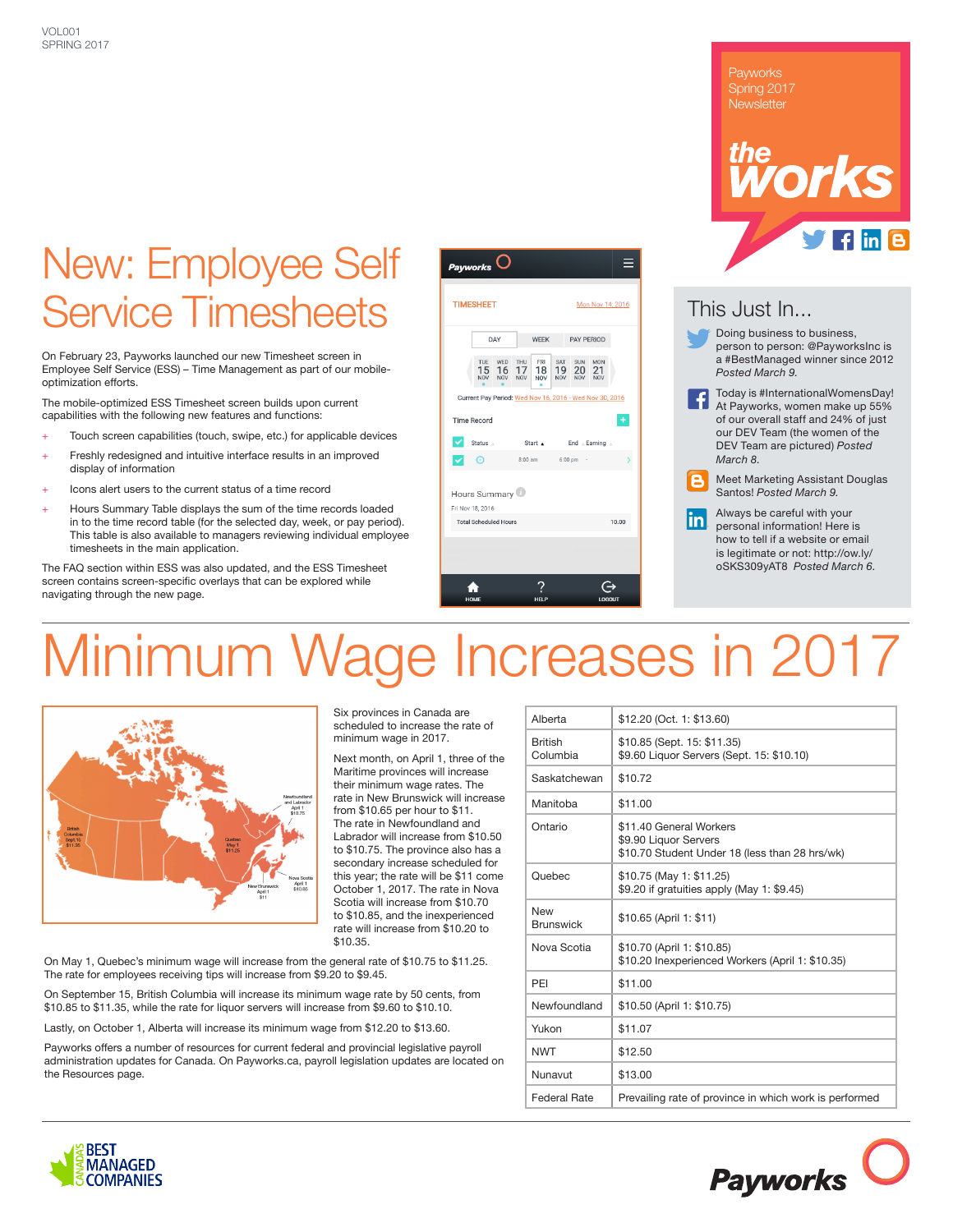VOL001
SPRING 2017

Payworks Spring 2017 Newsletter

**the works**

# New: Employee Self Service Timesheets

On February 23, Payworks launched our new Timesheet screen in Employee Self Service (ESS) – Time Management as part of our mobile-optimization efforts.

The mobile-optimized ESS Timesheet screen builds upon current capabilities with the following new features and functions:

+ Touch screen capabilities (touch, swipe, etc.) for applicable devices
+ Freshly redesigned and intuitive interface results in an improved display of information
+ Icons alert users to the current status of a time record
+ Hours Summary Table displays the sum of the time records loaded in to the time record table (for the selected day, week, or pay period). This table is also available to managers reviewing individual employee timesheets in the main application.

The FAQ section within ESS was also updated, and the ESS Timesheet screen contains screen-specific overlays that can be explored while navigating through the new page.

## This Just In...

Doing business to business, person to person: @PayworksInc is a #BestManaged winner since 2012 *Posted March 9.*

Today is #InternationalWomensDay! At Payworks, women make up 55% of our overall staff and 24% of just our DEV Team (the women of the DEV Team are pictured) *Posted March 8.*

Meet Marketing Assistant Douglas Santos! *Posted March 9.*

Always be careful with your personal information! Here is how to tell if a website or email is legitimate or not: http://ow.ly/oSKS309yAT8 *Posted March 6.*

# Minimum Wage Increases in 2017

Six provinces in Canada are scheduled to increase the rate of minimum wage in 2017.

Next month, on April 1, three of the Maritime provinces will increase their minimum wage rates. The rate in New Brunswick will increase from $10.65 per hour to $11. The rate in Newfoundland and Labrador will increase from $10.50 to $10.75. The province also has a secondary increase scheduled for this year; the rate will be $11 come October 1, 2017. The rate in Nova Scotia will increase from $10.70 to $10.85, and the inexperienced rate will increase from $10.20 to $10.35.

On May 1, Quebec's minimum wage will increase from the general rate of $10.75 to $11.25. The rate for employees receiving tips will increase from $9.20 to $9.45.

On September 15, British Columbia will increase its minimum wage rate by 50 cents, from $10.85 to $11.35, while the rate for liquor servers will increase from $9.60 to $10.10.

Lastly, on October 1, Alberta will increase its minimum wage from $12.20 to $13.60.

Payworks offers a number of resources for current federal and provincial legislative payroll administration updates for Canada. On Payworks.ca, payroll legislation updates are located on the Resources page.

| | |
|---|---|
| Alberta | $12.20 (Oct. 1: $13.60) |
| British Columbia | $10.85 (Sept. 15: $11.35)<br>$9.60 Liquor Servers (Sept. 15: $10.10) |
| Saskatchewan | $10.72 |
| Manitoba | $11.00 |
| Ontario | $11.40 General Workers<br>$9.90 Liquor Servers<br>$10.70 Student Under 18 (less than 28 hrs/wk) |
| Quebec | $10.75 (May 1: $11.25)<br>$9.20 if gratuities apply (May 1: $9.45) |
| New Brunswick | $10.65 (April 1: $11) |
| Nova Scotia | $10.70 (April 1: $10.85)<br>$10.20 Inexperienced Workers (April 1: $10.35) |
| PEI | $11.00 |
| Newfoundland | $10.50 (April 1: $10.75) |
| Yukon | $11.07 |
| NWT | $12.50 |
| Nunavut | $13.00 |
| Federal Rate | Prevailing rate of province in which work is performed |

CANADA'S BEST MANAGED COMPANIES

Payworks